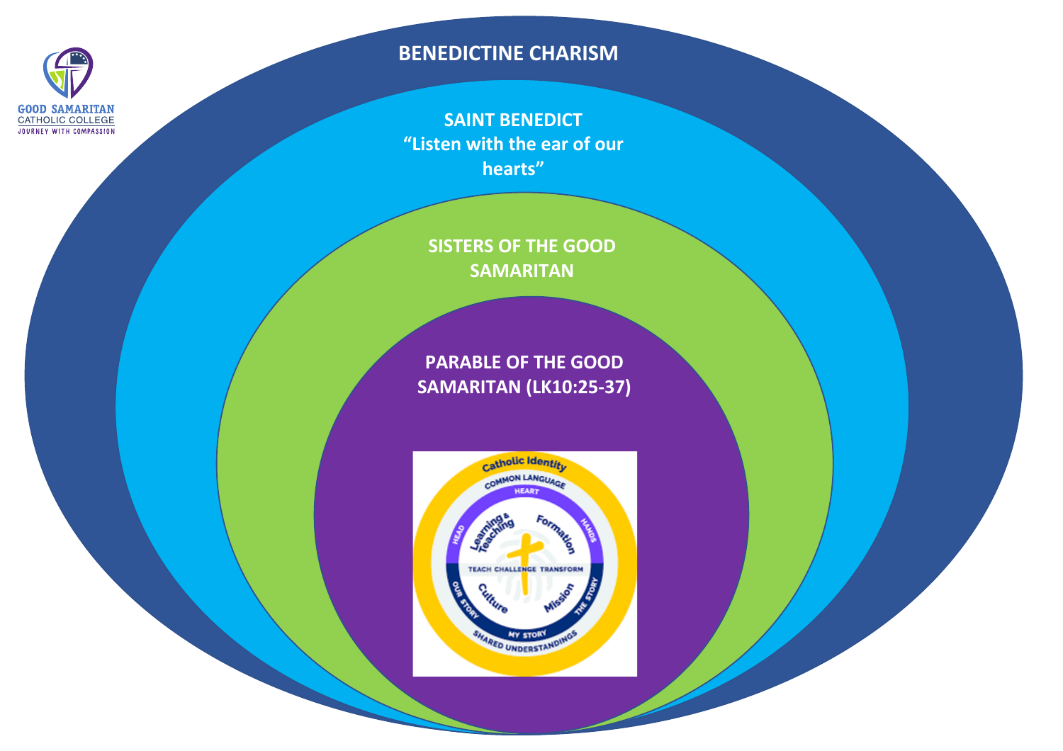GOOD SAMARITAN
CATHOLIC COLLEGE
JOURNEY WITH COMPASSION

**BENEDICTINE CHARISM**

**SAINT BENEDICT**
**“Listen with the ear of our hearts”**

**SISTERS OF THE GOOD SAMARITAN**

**PARABLE OF THE GOOD SAMARITAN (LK10:25-37)**

Catholic Identity
COMMON LANGUAGE
HEART
HEAD
HANDS
Learning & Teaching
Formation
TEACH CHALLENGE TRANSFORM
Culture
Mission
OUR STORY
THE STORY
MY STORY
SHARED UNDERSTANDINGS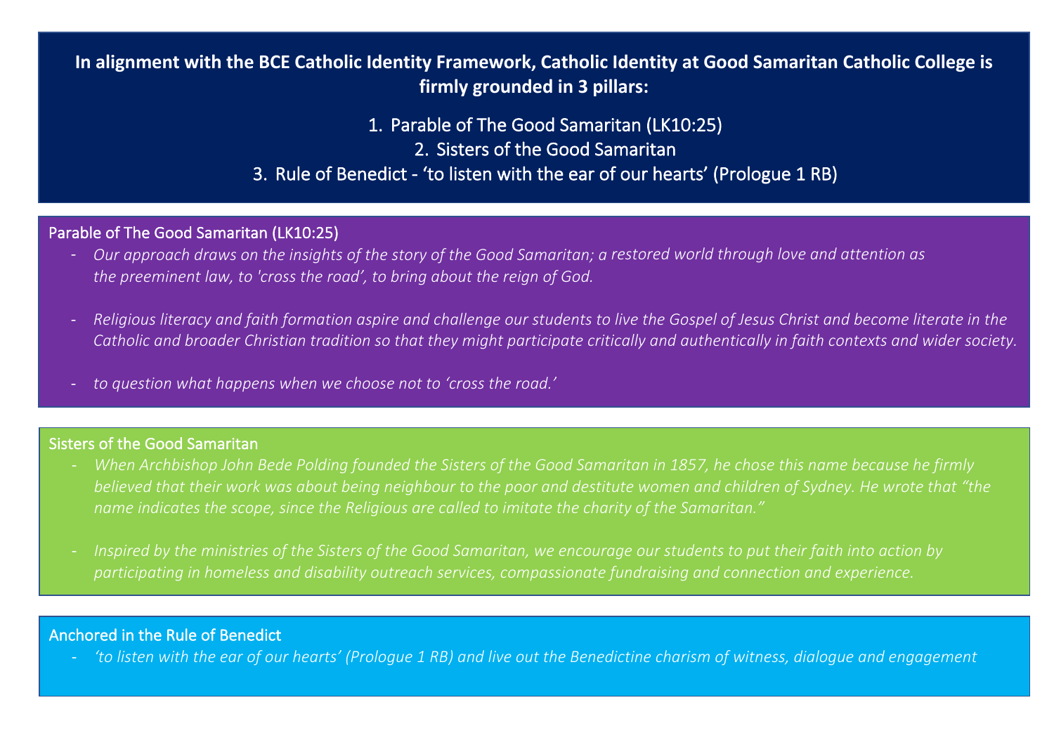**In alignment with the BCE Catholic Identity Framework, Catholic Identity at Good Samaritan Catholic College is firmly grounded in 3 pillars:**

1. Parable of The Good Samaritan (LK10:25)
2. Sisters of the Good Samaritan
3. Rule of Benedict - 'to listen with the ear of our hearts' (Prologue 1 RB)

## Parable of The Good Samaritan (LK10:25)

- *Our approach draws on the insights of the story of the Good Samaritan; a restored world through love and attention as the preeminent law, to 'cross the road', to bring about the reign of God.*
- *Religious literacy and faith formation aspire and challenge our students to live the Gospel of Jesus Christ and become literate in the Catholic and broader Christian tradition so that they might participate critically and authentically in faith contexts and wider society.*
- *to question what happens when we choose not to 'cross the road.'*

## Sisters of the Good Samaritan

- *When Archbishop John Bede Polding founded the Sisters of the Good Samaritan in 1857, he chose this name because he firmly believed that their work was about being neighbour to the poor and destitute women and children of Sydney. He wrote that "the name indicates the scope, since the Religious are called to imitate the charity of the Samaritan."*
- *Inspired by the ministries of the Sisters of the Good Samaritan, we encourage our students to put their faith into action by participating in homeless and disability outreach services, compassionate fundraising and connection and experience.*

## Anchored in the Rule of Benedict

- *'to listen with the ear of our hearts' (Prologue 1 RB) and live out the Benedictine charism of witness, dialogue and engagement*